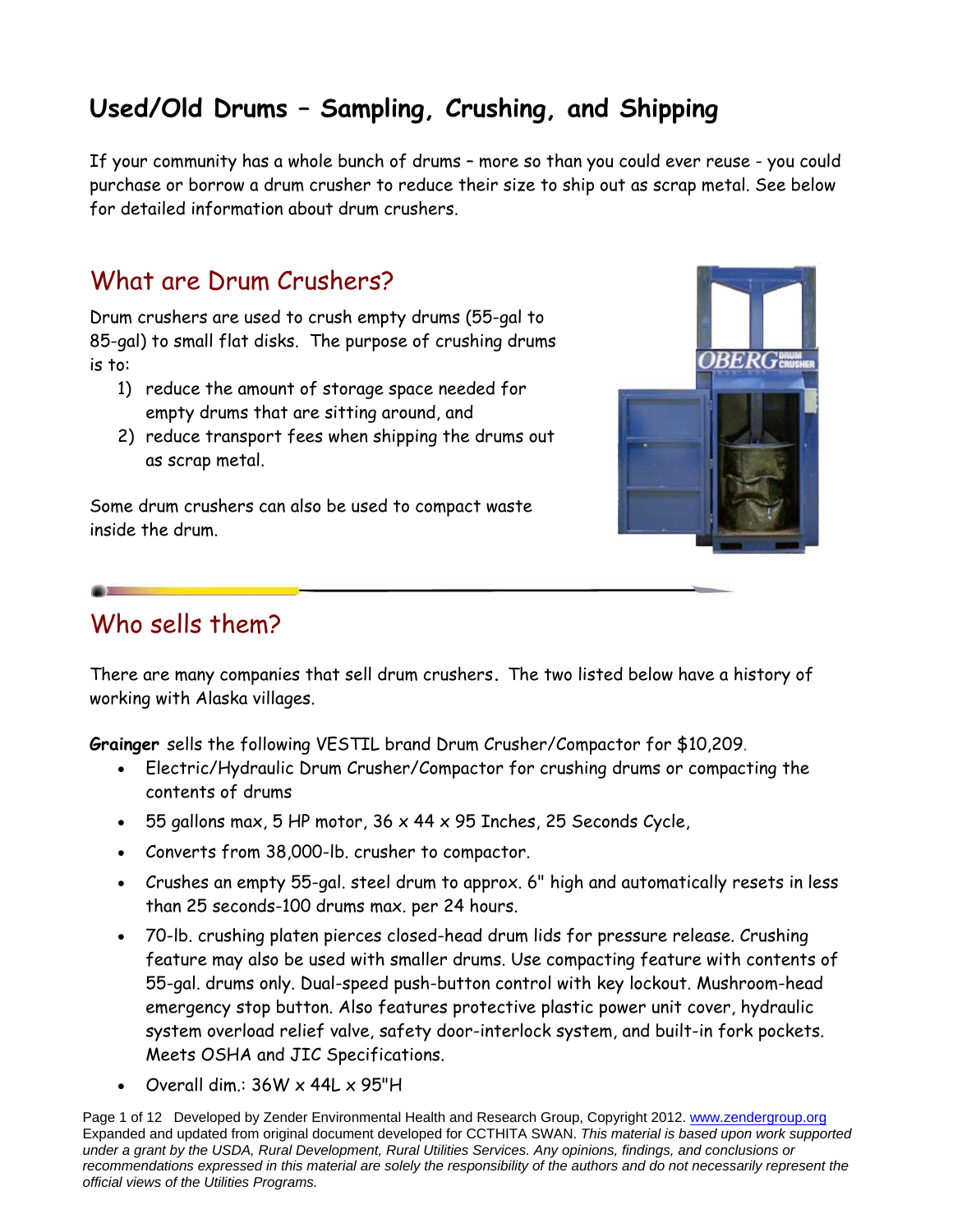# Used/Old Drums – Sampling, Crushing, and Shipping

If your community has a whole bunch of drums – more so than you could ever reuse - you could purchase or borrow a drum crusher to reduce their size to ship out as scrap metal. See below for detailed information about drum crushers.

## What are Drum Crushers?

Drum crushers are used to crush empty drums (55-gal to 85-gal) to small flat disks. The purpose of crushing drums is to:

1) reduce the amount of storage space needed for empty drums that are sitting around, and
2) reduce transport fees when shipping the drums out as scrap metal.

Some drum crushers can also be used to compact waste inside the drum.

## Who sells them?

There are many companies that sell drum crushers. The two listed below have a history of working with Alaska villages.

**Grainger** sells the following VESTIL brand Drum Crusher/Compactor for $10,209.

- Electric/Hydraulic Drum Crusher/Compactor for crushing drums or compacting the contents of drums
- 55 gallons max, 5 HP motor, 36 x 44 x 95 Inches, 25 Seconds Cycle,
- Converts from 38,000-lb. crusher to compactor.
- Crushes an empty 55-gal. steel drum to approx. 6" high and automatically resets in less than 25 seconds-100 drums max. per 24 hours.
- 70-lb. crushing platen pierces closed-head drum lids for pressure release. Crushing feature may also be used with smaller drums. Use compacting feature with contents of 55-gal. drums only. Dual-speed push-button control with key lockout. Mushroom-head emergency stop button. Also features protective plastic power unit cover, hydraulic system overload relief valve, safety door-interlock system, and built-in fork pockets. Meets OSHA and JIC Specifications.
- Overall dim.: 36W x 44L x 95"H

Developed by Zender Environmental Health and Research Group, Copyright 2012. www.zendergroup.org Expanded and updated from original document developed for CCTHITA SWAN. *This material is based upon work supported under a grant by the USDA, Rural Development, Rural Utilities Services. Any opinions, findings, and conclusions or recommendations expressed in this material are solely the responsibility of the authors and do not necessarily represent the official views of the Utilities Programs.*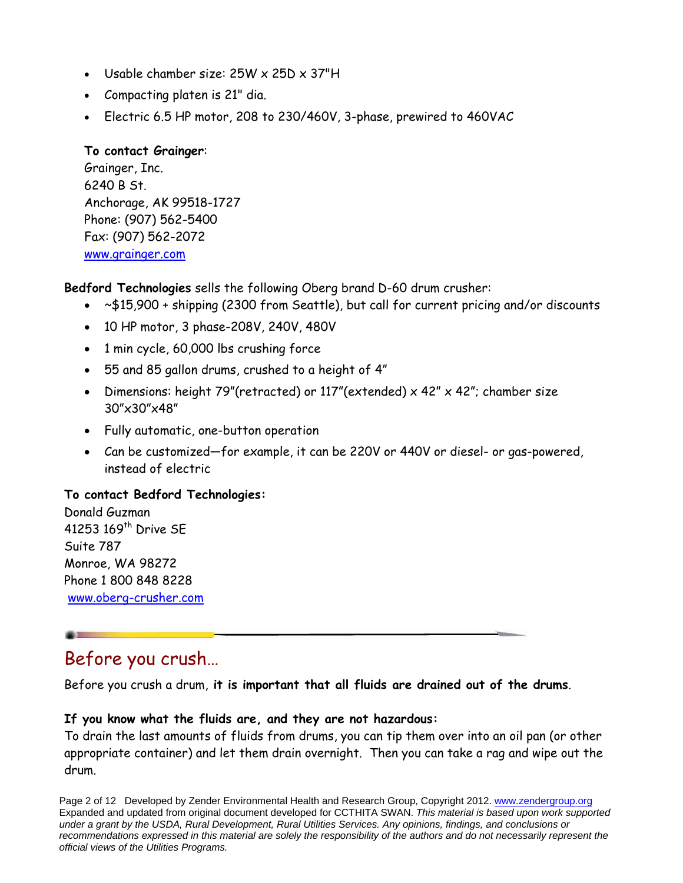- Usable chamber size: 25W x 25D x 37"H
- Compacting platen is 21" dia.
- Electric 6.5 HP motor, 208 to 230/460V, 3-phase, prewired to 460VAC

**To contact Grainger**:
Grainger, Inc.
6240 B St.
Anchorage, AK 99518-1727
Phone: (907) 562-5400
Fax: (907) 562-2072
www.grainger.com

**Bedford Technologies** sells the following Oberg brand D-60 drum crusher:

- ~$15,900 + shipping (2300 from Seattle), but call for current pricing and/or discounts
- 10 HP motor, 3 phase-208V, 240V, 480V
- 1 min cycle, 60,000 lbs crushing force
- 55 and 85 gallon drums, crushed to a height of 4"
- Dimensions: height 79"(retracted) or 117"(extended) x 42" x 42"; chamber size 30"x30"x48"
- Fully automatic, one-button operation
- Can be customized—for example, it can be 220V or 440V or diesel- or gas-powered, instead of electric

**To contact Bedford Technologies:**
Donald Guzman
41253 169th Drive SE
Suite 787
Monroe, WA 98272
Phone 1 800 848 8228
www.oberg-crusher.com

## Before you crush…

Before you crush a drum, **it is important that all fluids are drained out of the drums**.

**If you know what the fluids are, and they are not hazardous:**
To drain the last amounts of fluids from drums, you can tip them over into an oil pan (or other appropriate container) and let them drain overnight. Then you can take a rag and wipe out the drum.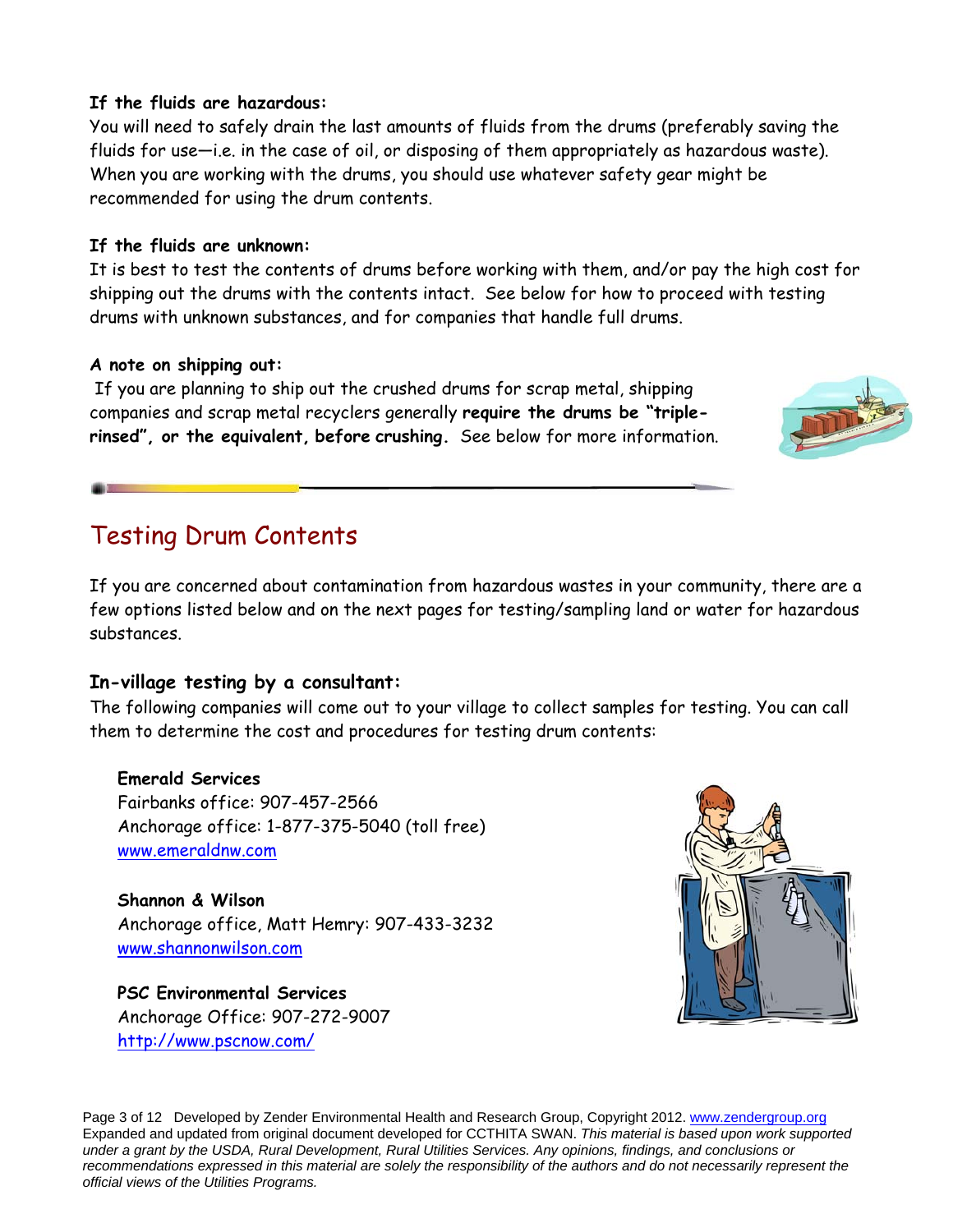**If the fluids are hazardous:**

You will need to safely drain the last amounts of fluids from the drums (preferably saving the fluids for use—i.e. in the case of oil, or disposing of them appropriately as hazardous waste). When you are working with the drums, you should use whatever safety gear might be recommended for using the drum contents.

**If the fluids are unknown:**

It is best to test the contents of drums before working with them, and/or pay the high cost for shipping out the drums with the contents intact. See below for how to proceed with testing drums with unknown substances, and for companies that handle full drums.

**A note on shipping out:**

If you are planning to ship out the crushed drums for scrap metal, shipping companies and scrap metal recyclers generally **require the drums be "triple-rinsed", or the equivalent, before crushing.** See below for more information.

## Testing Drum Contents

If you are concerned about contamination from hazardous wastes in your community, there are a few options listed below and on the next pages for testing/sampling land or water for hazardous substances.

### In-village testing by a consultant:

The following companies will come out to your village to collect samples for testing. You can call them to determine the cost and procedures for testing drum contents:

**Emerald Services**
Fairbanks office: 907-457-2566
Anchorage office: 1-877-375-5040 (toll free)
www.emeraldnw.com

**Shannon & Wilson**
Anchorage office, Matt Hemry: 907-433-3232
www.shannonwilson.com

**PSC Environmental Services**
Anchorage Office: 907-272-9007
http://www.pscnow.com/

Developed by Zender Environmental Health and Research Group, Copyright 2012. www.zendergroup.org
Expanded and updated from original document developed for CCTHITA SWAN. *This material is based upon work supported under a grant by the USDA, Rural Development, Rural Utilities Services. Any opinions, findings, and conclusions or recommendations expressed in this material are solely the responsibility of the authors and do not necessarily represent the official views of the Utilities Programs.*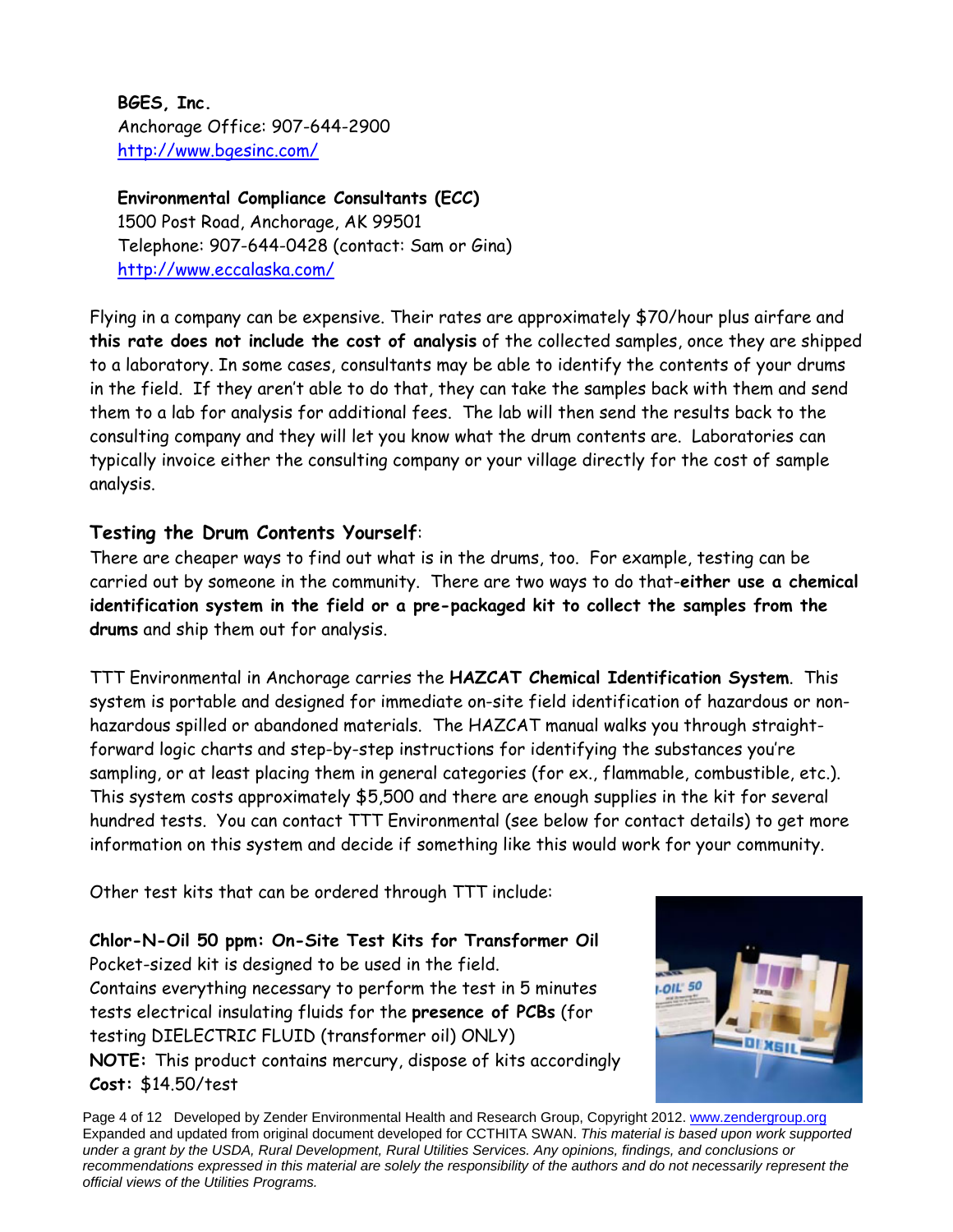**BGES, Inc.**
Anchorage Office: 907-644-2900
http://www.bgesinc.com/

**Environmental Compliance Consultants (ECC)**
1500 Post Road, Anchorage, AK 99501
Telephone: 907-644-0428 (contact: Sam or Gina)
http://www.eccalaska.com/

Flying in a company can be expensive. Their rates are approximately $70/hour plus airfare and **this rate does not include the cost of analysis** of the collected samples, once they are shipped to a laboratory. In some cases, consultants may be able to identify the contents of your drums in the field. If they aren't able to do that, they can take the samples back with them and send them to a lab for analysis for additional fees. The lab will then send the results back to the consulting company and they will let you know what the drum contents are. Laboratories can typically invoice either the consulting company or your village directly for the cost of sample analysis.

## Testing the Drum Contents Yourself:

There are cheaper ways to find out what is in the drums, too. For example, testing can be carried out by someone in the community. There are two ways to do that-**either use a chemical identification system in the field or a pre-packaged kit to collect the samples from the drums** and ship them out for analysis.

TTT Environmental in Anchorage carries the **HAZCAT Chemical Identification System**. This system is portable and designed for immediate on-site field identification of hazardous or non-hazardous spilled or abandoned materials. The HAZCAT manual walks you through straight-forward logic charts and step-by-step instructions for identifying the substances you're sampling, or at least placing them in general categories (for ex., flammable, combustible, etc.). This system costs approximately $5,500 and there are enough supplies in the kit for several hundred tests. You can contact TTT Environmental (see below for contact details) to get more information on this system and decide if something like this would work for your community.

Other test kits that can be ordered through TTT include:

**Chlor-N-Oil 50 ppm: On-Site Test Kits for Transformer Oil**
Pocket-sized kit is designed to be used in the field.
Contains everything necessary to perform the test in 5 minutes
tests electrical insulating fluids for the **presence of PCBs** (for testing DIELECTRIC FLUID (transformer oil) ONLY)
**NOTE:** This product contains mercury, dispose of kits accordingly
**Cost:** $14.50/test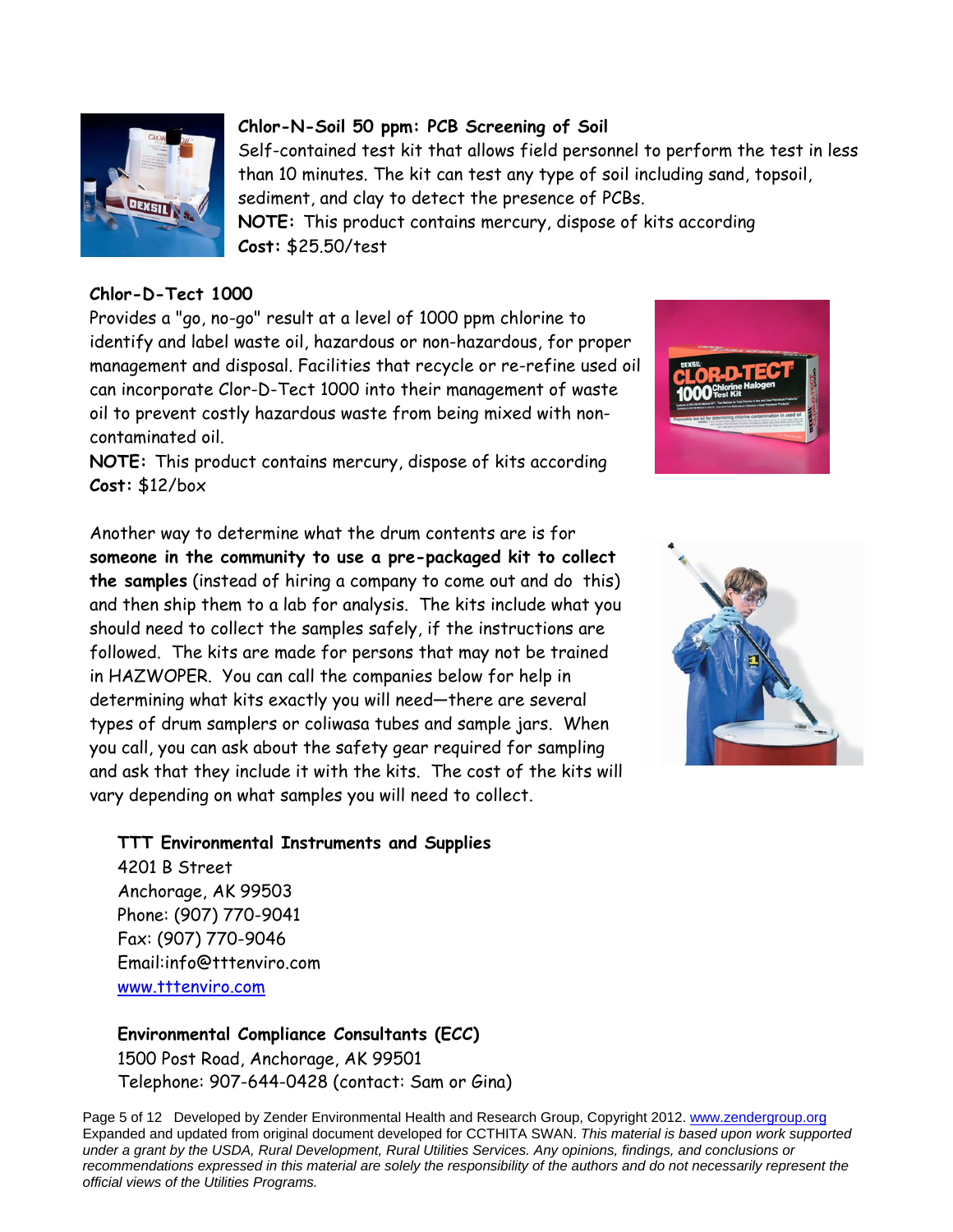**Chlor-N-Soil 50 ppm: PCB Screening of Soil**
Self-contained test kit that allows field personnel to perform the test in less than 10 minutes. The kit can test any type of soil including sand, topsoil, sediment, and clay to detect the presence of PCBs.
**NOTE:** This product contains mercury, dispose of kits according
**Cost:** $25.50/test

**Chlor-D-Tect 1000**
Provides a "go, no-go" result at a level of 1000 ppm chlorine to identify and label waste oil, hazardous or non-hazardous, for proper management and disposal. Facilities that recycle or re-refine used oil can incorporate Clor-D-Tect 1000 into their management of waste oil to prevent costly hazardous waste from being mixed with non-contaminated oil.
**NOTE:** This product contains mercury, dispose of kits according
**Cost:** $12/box

Another way to determine what the drum contents are is for **someone in the community to use a pre-packaged kit to collect the samples** (instead of hiring a company to come out and do this) and then ship them to a lab for analysis. The kits include what you should need to collect the samples safely, if the instructions are followed. The kits are made for persons that may not be trained in HAZWOPER. You can call the companies below for help in determining what kits exactly you will need—there are several types of drum samplers or coliwasa tubes and sample jars. When you call, you can ask about the safety gear required for sampling and ask that they include it with the kits. The cost of the kits will vary depending on what samples you will need to collect.

**TTT Environmental Instruments and Supplies**
4201 B Street
Anchorage, AK 99503
Phone: (907) 770-9041
Fax: (907) 770-9046
Email:info@tttenviro.com
www.tttenviro.com

**Environmental Compliance Consultants (ECC)**
1500 Post Road, Anchorage, AK 99501
Telephone: 907-644-0428 (contact: Sam or Gina)

Developed by Zender Environmental Health and Research Group, Copyright 2012. www.zendergroup.org
Expanded and updated from original document developed for CCTHITA SWAN. *This material is based upon work supported under a grant by the USDA, Rural Development, Rural Utilities Services. Any opinions, findings, and conclusions or recommendations expressed in this material are solely the responsibility of the authors and do not necessarily represent the official views of the Utilities Programs.*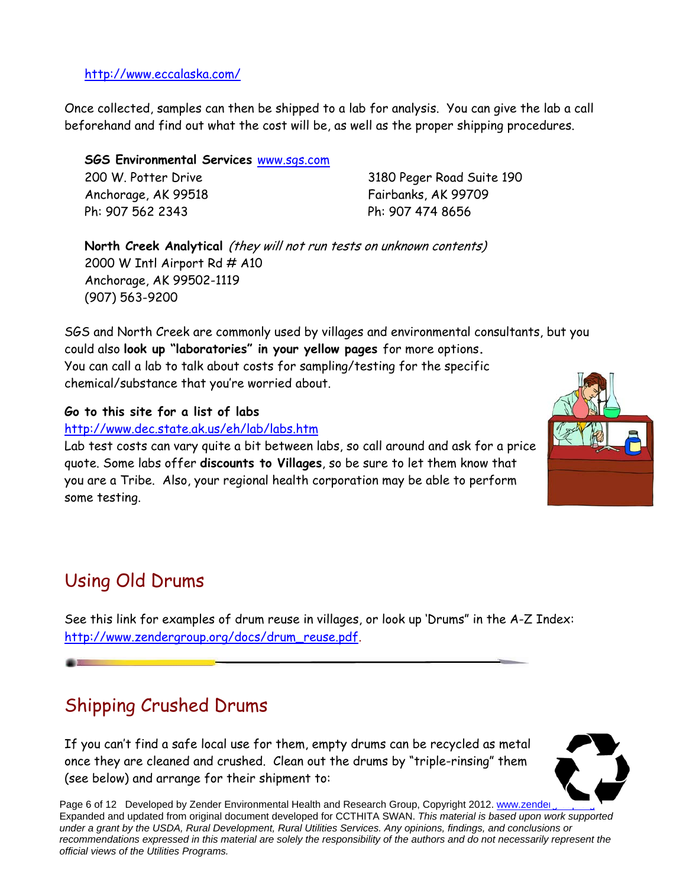http://www.eccalaska.com/

Once collected, samples can then be shipped to a lab for analysis. You can give the lab a call beforehand and find out what the cost will be, as well as the proper shipping procedures.

**SGS Environmental Services** www.sgs.com

200 W. Potter Drive
Anchorage, AK 99518
Ph: 907 562 2343

3180 Peger Road Suite 190
Fairbanks, AK 99709
Ph: 907 474 8656

**North Creek Analytical** *(they will not run tests on unknown contents)*
2000 W Intl Airport Rd # A10
Anchorage, AK 99502-1119
(907) 563-9200

SGS and North Creek are commonly used by villages and environmental consultants, but you could also **look up "laboratories" in your yellow pages** for more options. You can call a lab to talk about costs for sampling/testing for the specific chemical/substance that you're worried about.

**Go to this site for a list of labs**
http://www.dec.state.ak.us/eh/lab/labs.htm
Lab test costs can vary quite a bit between labs, so call around and ask for a price quote. Some labs offer **discounts to Villages**, so be sure to let them know that you are a Tribe. Also, your regional health corporation may be able to perform some testing.

## Using Old Drums

See this link for examples of drum reuse in villages, or look up 'Drums" in the A-Z Index: http://www.zendergroup.org/docs/drum_reuse.pdf.

## Shipping Crushed Drums

If you can't find a safe local use for them, empty drums can be recycled as metal once they are cleaned and crushed. Clean out the drums by "triple-rinsing" them (see below) and arrange for their shipment to: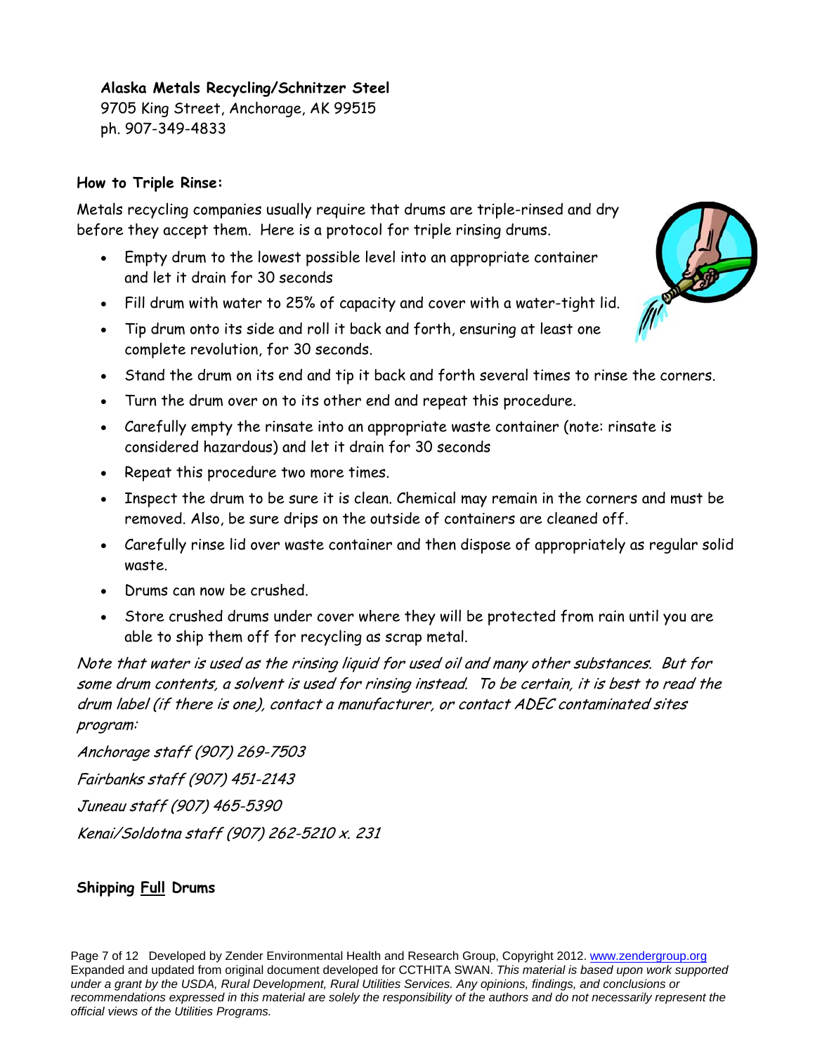**Alaska Metals Recycling/Schnitzer Steel**
9705 King Street, Anchorage, AK 99515
ph. 907-349-4833

**How to Triple Rinse:**

Metals recycling companies usually require that drums are triple-rinsed and dry before they accept them. Here is a protocol for triple rinsing drums.

- Empty drum to the lowest possible level into an appropriate container and let it drain for 30 seconds
- Fill drum with water to 25% of capacity and cover with a water-tight lid.
- Tip drum onto its side and roll it back and forth, ensuring at least one complete revolution, for 30 seconds.
- Stand the drum on its end and tip it back and forth several times to rinse the corners.
- Turn the drum over on to its other end and repeat this procedure.
- Carefully empty the rinsate into an appropriate waste container (note: rinsate is considered hazardous) and let it drain for 30 seconds
- Repeat this procedure two more times.
- Inspect the drum to be sure it is clean. Chemical may remain in the corners and must be removed. Also, be sure drips on the outside of containers are cleaned off.
- Carefully rinse lid over waste container and then dispose of appropriately as regular solid waste.
- Drums can now be crushed.
- Store crushed drums under cover where they will be protected from rain until you are able to ship them off for recycling as scrap metal.

*Note that water is used as the rinsing liquid for used oil and many other substances. But for some drum contents, a solvent is used for rinsing instead. To be certain, it is best to read the drum label (if there is one), contact a manufacturer, or contact ADEC contaminated sites program:*

*Anchorage staff (907) 269-7503*

*Fairbanks staff (907) 451-2143*

*Juneau staff (907) 465-5390*

*Kenai/Soldotna staff (907) 262-5210 x. 231*

**Shipping <u>Full</u> Drums**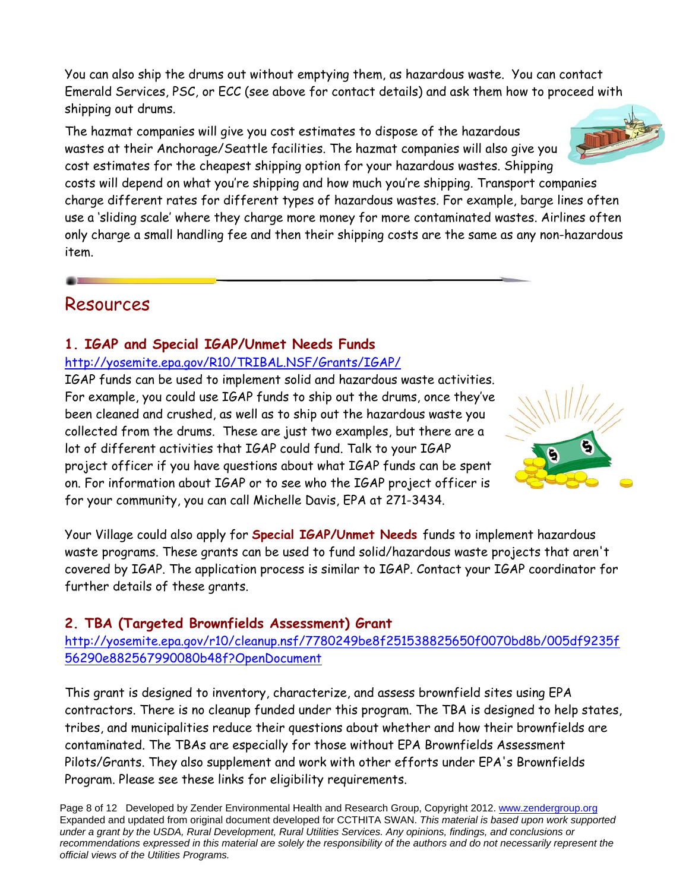You can also ship the drums out without emptying them, as hazardous waste. You can contact Emerald Services, PSC, or ECC (see above for contact details) and ask them how to proceed with shipping out drums.

The hazmat companies will give you cost estimates to dispose of the hazardous wastes at their Anchorage/Seattle facilities. The hazmat companies will also give you cost estimates for the cheapest shipping option for your hazardous wastes. Shipping costs will depend on what you're shipping and how much you're shipping. Transport companies charge different rates for different types of hazardous wastes. For example, barge lines often use a 'sliding scale' where they charge more money for more contaminated wastes. Airlines often only charge a small handling fee and then their shipping costs are the same as any non-hazardous item.

## Resources

### 1. IGAP and Special IGAP/Unmet Needs Funds

http://yosemite.epa.gov/R10/TRIBAL.NSF/Grants/IGAP/

IGAP funds can be used to implement solid and hazardous waste activities. For example, you could use IGAP funds to ship out the drums, once they've been cleaned and crushed, as well as to ship out the hazardous waste you collected from the drums. These are just two examples, but there are a lot of different activities that IGAP could fund. Talk to your IGAP project officer if you have questions about what IGAP funds can be spent on. For information about IGAP or to see who the IGAP project officer is for your community, you can call Michelle Davis, EPA at 271-3434.

Your Village could also apply for **Special IGAP/Unmet Needs** funds to implement hazardous waste programs. These grants can be used to fund solid/hazardous waste projects that aren't covered by IGAP. The application process is similar to IGAP. Contact your IGAP coordinator for further details of these grants.

### 2. TBA (Targeted Brownfields Assessment) Grant

http://yosemite.epa.gov/r10/cleanup.nsf/7780249be8f251538825650f0070bd8b/005df9235f56290e882567990080b48f?OpenDocument

This grant is designed to inventory, characterize, and assess brownfield sites using EPA contractors. There is no cleanup funded under this program. The TBA is designed to help states, tribes, and municipalities reduce their questions about whether and how their brownfields are contaminated. The TBAs are especially for those without EPA Brownfields Assessment Pilots/Grants. They also supplement and work with other efforts under EPA's Brownfields Program. Please see these links for eligibility requirements.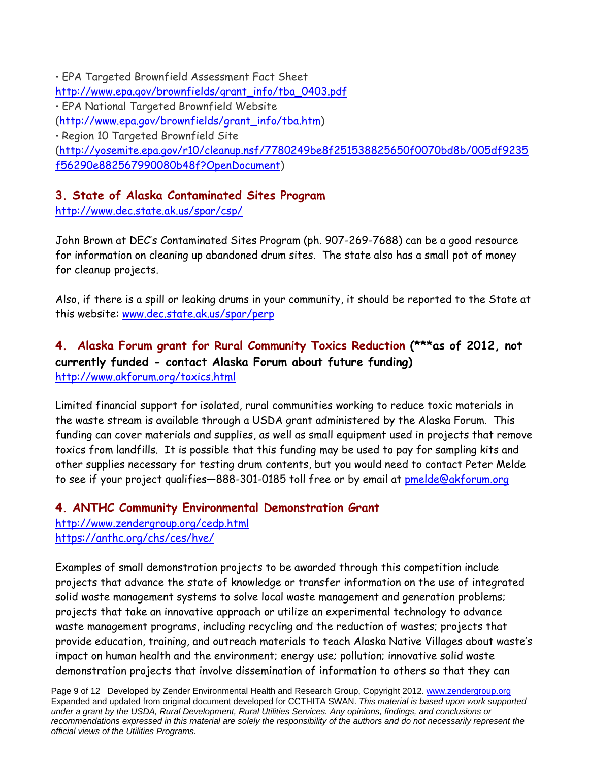• EPA Targeted Brownfield Assessment Fact Sheet
http://www.epa.gov/brownfields/grant_info/tba_0403.pdf
• EPA National Targeted Brownfield Website
(http://www.epa.gov/brownfields/grant_info/tba.htm)
• Region 10 Targeted Brownfield Site
(http://yosemite.epa.gov/r10/cleanup.nsf/7780249be8f251538825650f0070bd8b/005df9235f56290e882567990080b48f?OpenDocument)

### 3. State of Alaska Contaminated Sites Program

http://www.dec.state.ak.us/spar/csp/

John Brown at DEC's Contaminated Sites Program (ph. 907-269-7688) can be a good resource for information on cleaning up abandoned drum sites. The state also has a small pot of money for cleanup projects.

Also, if there is a spill or leaking drums in your community, it should be reported to the State at this website: www.dec.state.ak.us/spar/perp

### 4. Alaska Forum grant for Rural Community Toxics Reduction **(***as of 2012, not currently funded - contact Alaska Forum about future funding)**

http://www.akforum.org/toxics.html

Limited financial support for isolated, rural communities working to reduce toxic materials in the waste stream is available through a USDA grant administered by the Alaska Forum. This funding can cover materials and supplies, as well as small equipment used in projects that remove toxics from landfills. It is possible that this funding may be used to pay for sampling kits and other supplies necessary for testing drum contents, but you would need to contact Peter Melde to see if your project qualifies—888-301-0185 toll free or by email at pmelde@akforum.org

### 4. ANTHC Community Environmental Demonstration Grant

http://www.zendergroup.org/cedp.html
https://anthc.org/chs/ces/hve/

Examples of small demonstration projects to be awarded through this competition include projects that advance the state of knowledge or transfer information on the use of integrated solid waste management systems to solve local waste management and generation problems; projects that take an innovative approach or utilize an experimental technology to advance waste management programs, including recycling and the reduction of wastes; projects that provide education, training, and outreach materials to teach Alaska Native Villages about waste's impact on human health and the environment; energy use; pollution; innovative solid waste demonstration projects that involve dissemination of information to others so that they can

Developed by Zender Environmental Health and Research Group, Copyright 2012. www.zendergroup.org Expanded and updated from original document developed for CCTHITA SWAN. *This material is based upon work supported under a grant by the USDA, Rural Development, Rural Utilities Services. Any opinions, findings, and conclusions or recommendations expressed in this material are solely the responsibility of the authors and do not necessarily represent the official views of the Utilities Programs.*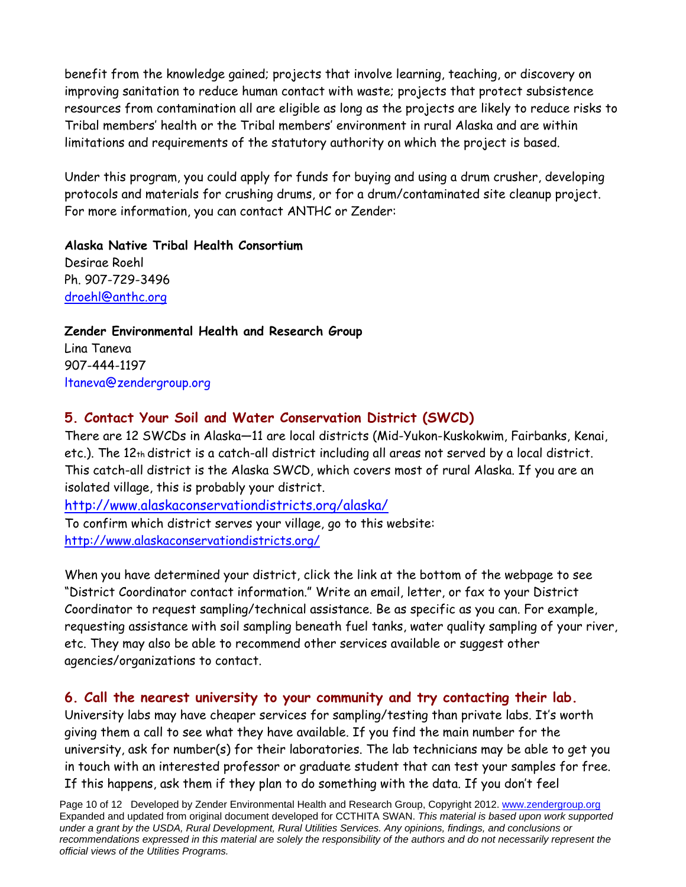benefit from the knowledge gained; projects that involve learning, teaching, or discovery on improving sanitation to reduce human contact with waste; projects that protect subsistence resources from contamination all are eligible as long as the projects are likely to reduce risks to Tribal members' health or the Tribal members' environment in rural Alaska and are within limitations and requirements of the statutory authority on which the project is based.

Under this program, you could apply for funds for buying and using a drum crusher, developing protocols and materials for crushing drums, or for a drum/contaminated site cleanup project. For more information, you can contact ANTHC or Zender:

**Alaska Native Tribal Health Consortium**
Desirae Roehl
Ph. 907-729-3496
droehl@anthc.org

**Zender Environmental Health and Research Group**
Lina Taneva
907-444-1197
ltaneva@zendergroup.org

## 5. Contact Your Soil and Water Conservation District (SWCD)

There are 12 SWCDs in Alaska—11 are local districts (Mid-Yukon-Kuskokwim, Fairbanks, Kenai, etc.). The 12th district is a catch-all district including all areas not served by a local district. This catch-all district is the Alaska SWCD, which covers most of rural Alaska. If you are an isolated village, this is probably your district.
http://www.alaskaconservationdistricts.org/alaska/
To confirm which district serves your village, go to this website:
http://www.alaskaconservationdistricts.org/

When you have determined your district, click the link at the bottom of the webpage to see "District Coordinator contact information." Write an email, letter, or fax to your District Coordinator to request sampling/technical assistance. Be as specific as you can. For example, requesting assistance with soil sampling beneath fuel tanks, water quality sampling of your river, etc. They may also be able to recommend other services available or suggest other agencies/organizations to contact.

## 6. Call the nearest university to your community and try contacting their lab.

University labs may have cheaper services for sampling/testing than private labs. It's worth giving them a call to see what they have available. If you find the main number for the university, ask for number(s) for their laboratories. The lab technicians may be able to get you in touch with an interested professor or graduate student that can test your samples for free. If this happens, ask them if they plan to do something with the data. If you don't feel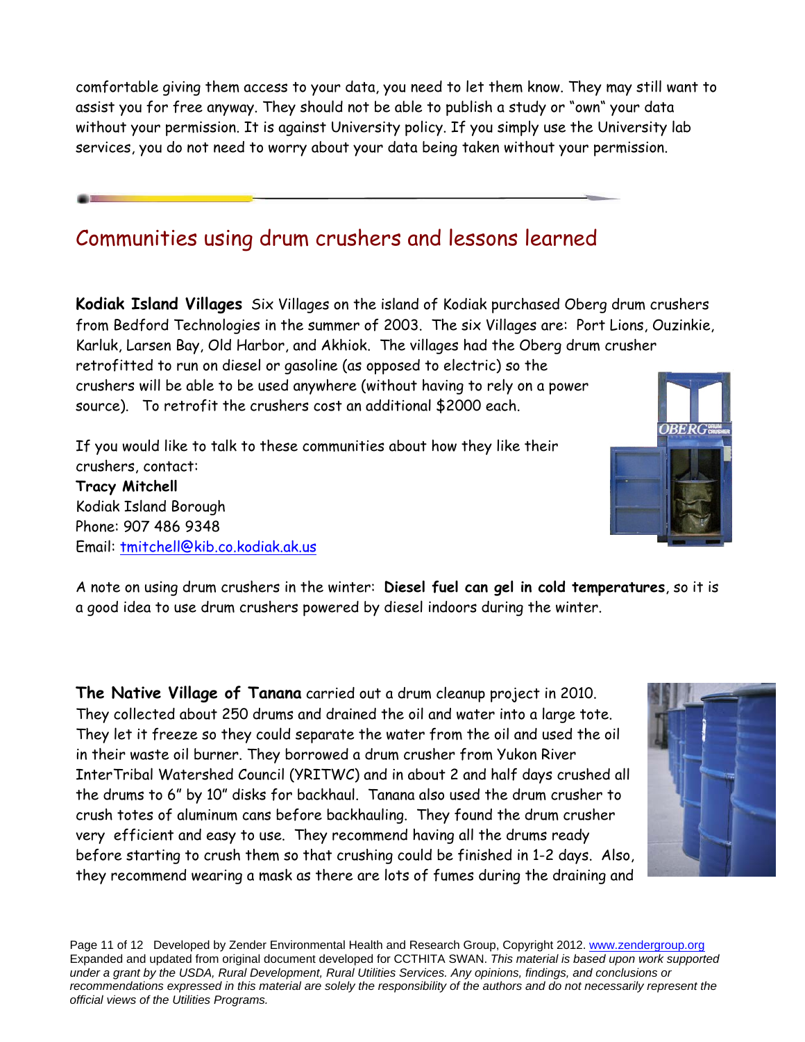comfortable giving them access to your data, you need to let them know. They may still want to assist you for free anyway. They should not be able to publish a study or "own" your data without your permission. It is against University policy. If you simply use the University lab services, you do not need to worry about your data being taken without your permission.

## Communities using drum crushers and lessons learned

**Kodiak Island Villages** Six Villages on the island of Kodiak purchased Oberg drum crushers from Bedford Technologies in the summer of 2003. The six Villages are: Port Lions, Ouzinkie, Karluk, Larsen Bay, Old Harbor, and Akhiok. The villages had the Oberg drum crusher retrofitted to run on diesel or gasoline (as opposed to electric) so the crushers will be able to be used anywhere (without having to rely on a power source). To retrofit the crushers cost an additional $2000 each.

If you would like to talk to these communities about how they like their crushers, contact:
**Tracy Mitchell**
Kodiak Island Borough
Phone: 907 486 9348
Email: tmitchell@kib.co.kodiak.ak.us

A note on using drum crushers in the winter: **Diesel fuel can gel in cold temperatures**, so it is a good idea to use drum crushers powered by diesel indoors during the winter.

**The Native Village of Tanana** carried out a drum cleanup project in 2010. They collected about 250 drums and drained the oil and water into a large tote. They let it freeze so they could separate the water from the oil and used the oil in their waste oil burner. They borrowed a drum crusher from Yukon River InterTribal Watershed Council (YRITWC) and in about 2 and half days crushed all the drums to 6" by 10" disks for backhaul. Tanana also used the drum crusher to crush totes of aluminum cans before backhauling. They found the drum crusher very efficient and easy to use. They recommend having all the drums ready before starting to crush them so that crushing could be finished in 1-2 days. Also, they recommend wearing a mask as there are lots of fumes during the draining and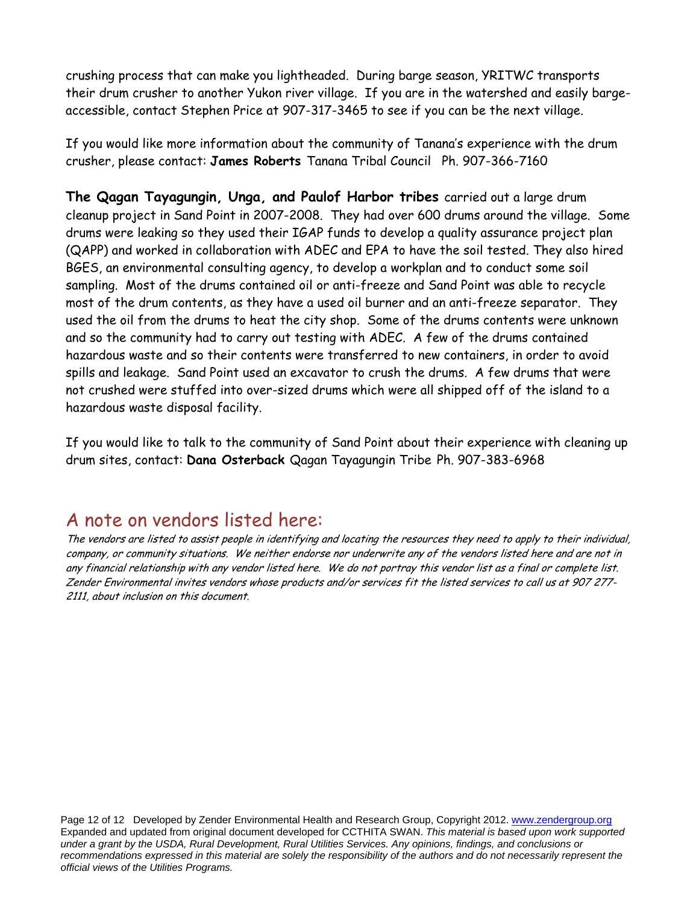crushing process that can make you lightheaded. During barge season, YRITWC transports their drum crusher to another Yukon river village. If you are in the watershed and easily barge-accessible, contact Stephen Price at 907-317-3465 to see if you can be the next village.

If you would like more information about the community of Tanana's experience with the drum crusher, please contact: **James Roberts** Tanana Tribal Council Ph. 907-366-7160

**The Qagan Tayagungin, Unga, and Paulof Harbor tribes** carried out a large drum cleanup project in Sand Point in 2007-2008. They had over 600 drums around the village. Some drums were leaking so they used their IGAP funds to develop a quality assurance project plan (QAPP) and worked in collaboration with ADEC and EPA to have the soil tested. They also hired BGES, an environmental consulting agency, to develop a workplan and to conduct some soil sampling. Most of the drums contained oil or anti-freeze and Sand Point was able to recycle most of the drum contents, as they have a used oil burner and an anti-freeze separator. They used the oil from the drums to heat the city shop. Some of the drums contents were unknown and so the community had to carry out testing with ADEC. A few of the drums contained hazardous waste and so their contents were transferred to new containers, in order to avoid spills and leakage. Sand Point used an excavator to crush the drums. A few drums that were not crushed were stuffed into over-sized drums which were all shipped off of the island to a hazardous waste disposal facility.

If you would like to talk to the community of Sand Point about their experience with cleaning up drum sites, contact: **Dana Osterback** Qagan Tayagungin Tribe Ph. 907-383-6968

## A note on vendors listed here:

*The vendors are listed to assist people in identifying and locating the resources they need to apply to their individual, company, or community situations. We neither endorse nor underwrite any of the vendors listed here and are not in any financial relationship with any vendor listed here. We do not portray this vendor list as a final or complete list. Zender Environmental invites vendors whose products and/or services fit the listed services to call us at 907 277-2111, about inclusion on this document.*